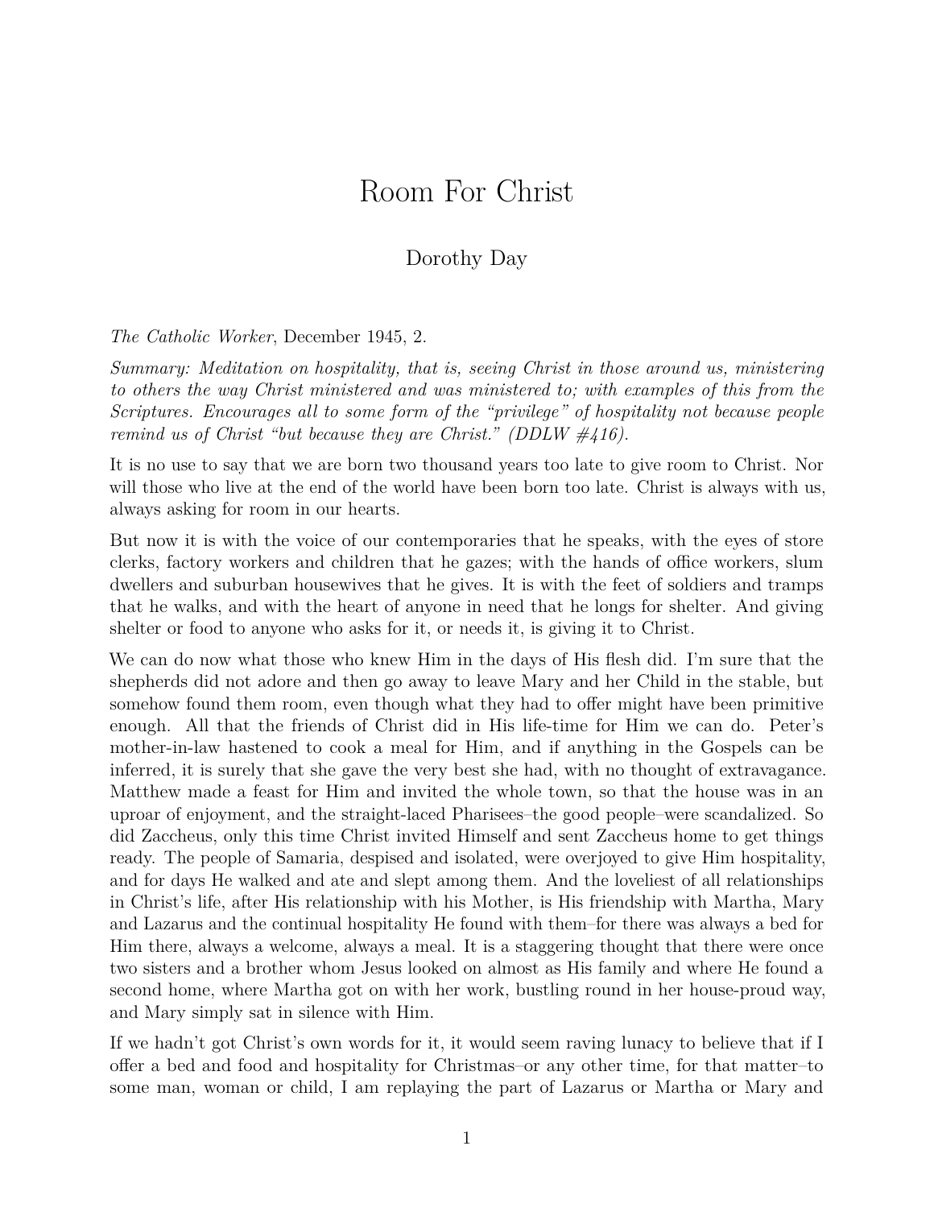# Room For Christ

Dorothy Day

*The Catholic Worker*, December 1945, 2.

*Summary: Meditation on hospitality, that is, seeing Christ in those around us, ministering to others the way Christ ministered and was ministered to; with examples of this from the Scriptures. Encourages all to some form of the "privilege" of hospitality not because people remind us of Christ "but because they are Christ." (DDLW #416).*

It is no use to say that we are born two thousand years too late to give room to Christ. Nor will those who live at the end of the world have been born too late. Christ is always with us, always asking for room in our hearts.

But now it is with the voice of our contemporaries that he speaks, with the eyes of store clerks, factory workers and children that he gazes; with the hands of office workers, slum dwellers and suburban housewives that he gives. It is with the feet of soldiers and tramps that he walks, and with the heart of anyone in need that he longs for shelter. And giving shelter or food to anyone who asks for it, or needs it, is giving it to Christ.

We can do now what those who knew Him in the days of His flesh did. I'm sure that the shepherds did not adore and then go away to leave Mary and her Child in the stable, but somehow found them room, even though what they had to offer might have been primitive enough. All that the friends of Christ did in His life-time for Him we can do. Peter's mother-in-law hastened to cook a meal for Him, and if anything in the Gospels can be inferred, it is surely that she gave the very best she had, with no thought of extravagance. Matthew made a feast for Him and invited the whole town, so that the house was in an uproar of enjoyment, and the straight-laced Pharisees–the good people–were scandalized. So did Zaccheus, only this time Christ invited Himself and sent Zaccheus home to get things ready. The people of Samaria, despised and isolated, were overjoyed to give Him hospitality, and for days He walked and ate and slept among them. And the loveliest of all relationships in Christ's life, after His relationship with his Mother, is His friendship with Martha, Mary and Lazarus and the continual hospitality He found with them–for there was always a bed for Him there, always a welcome, always a meal. It is a staggering thought that there were once two sisters and a brother whom Jesus looked on almost as His family and where He found a second home, where Martha got on with her work, bustling round in her house-proud way, and Mary simply sat in silence with Him.

If we hadn't got Christ's own words for it, it would seem raving lunacy to believe that if I offer a bed and food and hospitality for Christmas–or any other time, for that matter–to some man, woman or child, I am replaying the part of Lazarus or Martha or Mary and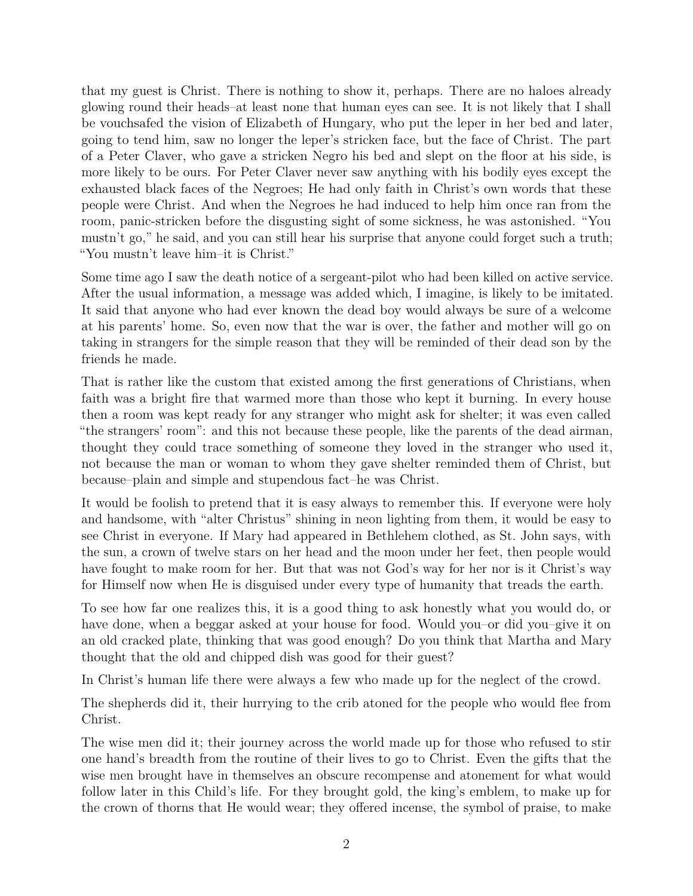that my guest is Christ. There is nothing to show it, perhaps. There are no haloes already glowing round their heads–at least none that human eyes can see. It is not likely that I shall be vouchsafed the vision of Elizabeth of Hungary, who put the leper in her bed and later, going to tend him, saw no longer the leper's stricken face, but the face of Christ. The part of a Peter Claver, who gave a stricken Negro his bed and slept on the floor at his side, is more likely to be ours. For Peter Claver never saw anything with his bodily eyes except the exhausted black faces of the Negroes; He had only faith in Christ's own words that these people were Christ. And when the Negroes he had induced to help him once ran from the room, panic-stricken before the disgusting sight of some sickness, he was astonished. "You mustn't go," he said, and you can still hear his surprise that anyone could forget such a truth; "You mustn't leave him–it is Christ."

Some time ago I saw the death notice of a sergeant-pilot who had been killed on active service. After the usual information, a message was added which, I imagine, is likely to be imitated. It said that anyone who had ever known the dead boy would always be sure of a welcome at his parents' home. So, even now that the war is over, the father and mother will go on taking in strangers for the simple reason that they will be reminded of their dead son by the friends he made.

That is rather like the custom that existed among the first generations of Christians, when faith was a bright fire that warmed more than those who kept it burning. In every house then a room was kept ready for any stranger who might ask for shelter; it was even called "the strangers' room": and this not because these people, like the parents of the dead airman, thought they could trace something of someone they loved in the stranger who used it, not because the man or woman to whom they gave shelter reminded them of Christ, but because–plain and simple and stupendous fact–he was Christ.

It would be foolish to pretend that it is easy always to remember this. If everyone were holy and handsome, with "alter Christus" shining in neon lighting from them, it would be easy to see Christ in everyone. If Mary had appeared in Bethlehem clothed, as St. John says, with the sun, a crown of twelve stars on her head and the moon under her feet, then people would have fought to make room for her. But that was not God's way for her nor is it Christ's way for Himself now when He is disguised under every type of humanity that treads the earth.

To see how far one realizes this, it is a good thing to ask honestly what you would do, or have done, when a beggar asked at your house for food. Would you–or did you–give it on an old cracked plate, thinking that was good enough? Do you think that Martha and Mary thought that the old and chipped dish was good for their guest?

In Christ's human life there were always a few who made up for the neglect of the crowd.

The shepherds did it, their hurrying to the crib atoned for the people who would flee from Christ.

The wise men did it; their journey across the world made up for those who refused to stir one hand's breadth from the routine of their lives to go to Christ. Even the gifts that the wise men brought have in themselves an obscure recompense and atonement for what would follow later in this Child's life. For they brought gold, the king's emblem, to make up for the crown of thorns that He would wear; they offered incense, the symbol of praise, to make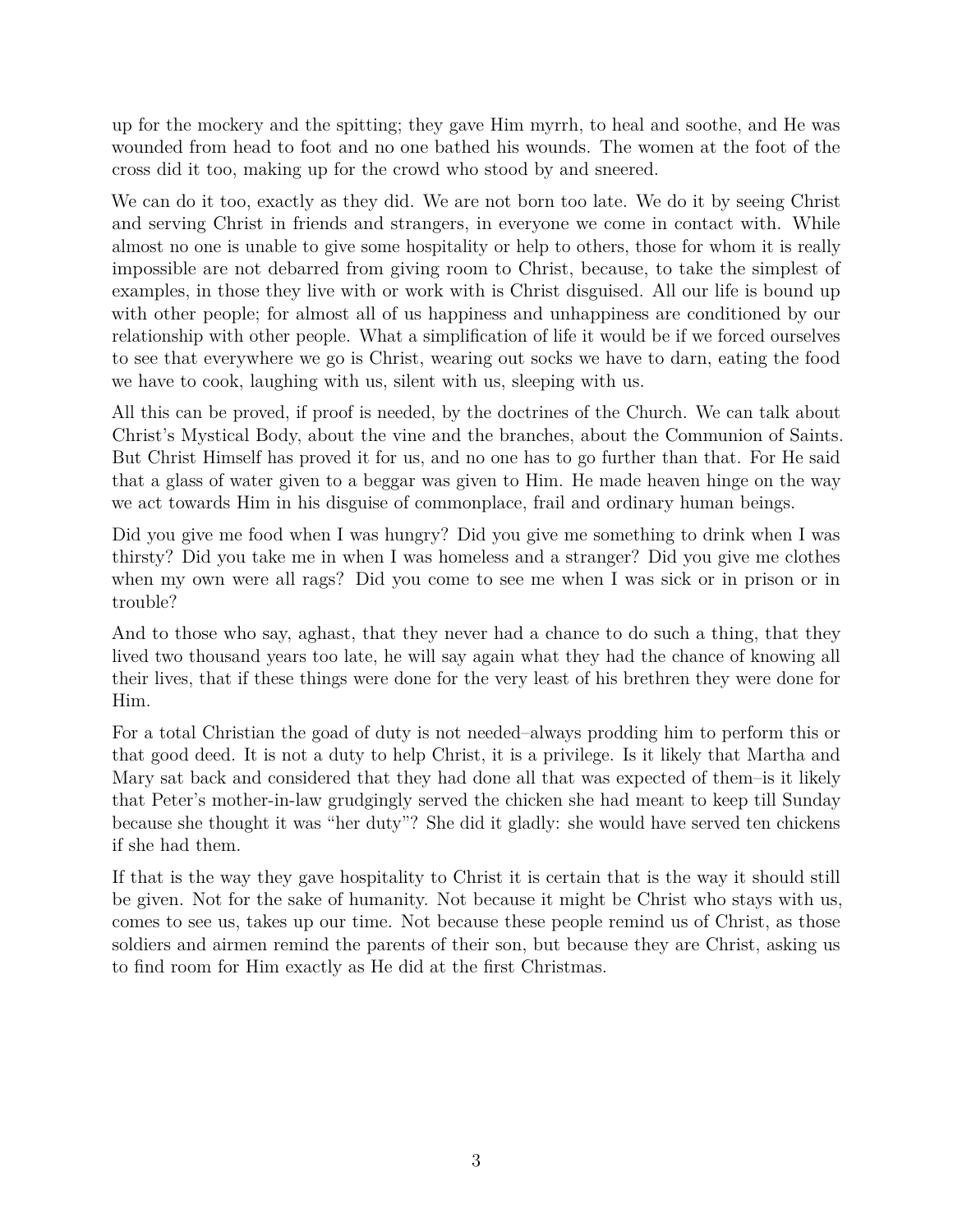up for the mockery and the spitting; they gave Him myrrh, to heal and soothe, and He was wounded from head to foot and no one bathed his wounds. The women at the foot of the cross did it too, making up for the crowd who stood by and sneered.

We can do it too, exactly as they did. We are not born too late. We do it by seeing Christ and serving Christ in friends and strangers, in everyone we come in contact with. While almost no one is unable to give some hospitality or help to others, those for whom it is really impossible are not debarred from giving room to Christ, because, to take the simplest of examples, in those they live with or work with is Christ disguised. All our life is bound up with other people; for almost all of us happiness and unhappiness are conditioned by our relationship with other people. What a simplification of life it would be if we forced ourselves to see that everywhere we go is Christ, wearing out socks we have to darn, eating the food we have to cook, laughing with us, silent with us, sleeping with us.

All this can be proved, if proof is needed, by the doctrines of the Church. We can talk about Christ's Mystical Body, about the vine and the branches, about the Communion of Saints. But Christ Himself has proved it for us, and no one has to go further than that. For He said that a glass of water given to a beggar was given to Him. He made heaven hinge on the way we act towards Him in his disguise of commonplace, frail and ordinary human beings.

Did you give me food when I was hungry? Did you give me something to drink when I was thirsty? Did you take me in when I was homeless and a stranger? Did you give me clothes when my own were all rags? Did you come to see me when I was sick or in prison or in trouble?

And to those who say, aghast, that they never had a chance to do such a thing, that they lived two thousand years too late, he will say again what they had the chance of knowing all their lives, that if these things were done for the very least of his brethren they were done for Him.

For a total Christian the goad of duty is not needed–always prodding him to perform this or that good deed. It is not a duty to help Christ, it is a privilege. Is it likely that Martha and Mary sat back and considered that they had done all that was expected of them–is it likely that Peter's mother-in-law grudgingly served the chicken she had meant to keep till Sunday because she thought it was "her duty"? She did it gladly: she would have served ten chickens if she had them.

If that is the way they gave hospitality to Christ it is certain that is the way it should still be given. Not for the sake of humanity. Not because it might be Christ who stays with us, comes to see us, takes up our time. Not because these people remind us of Christ, as those soldiers and airmen remind the parents of their son, but because they are Christ, asking us to find room for Him exactly as He did at the first Christmas.